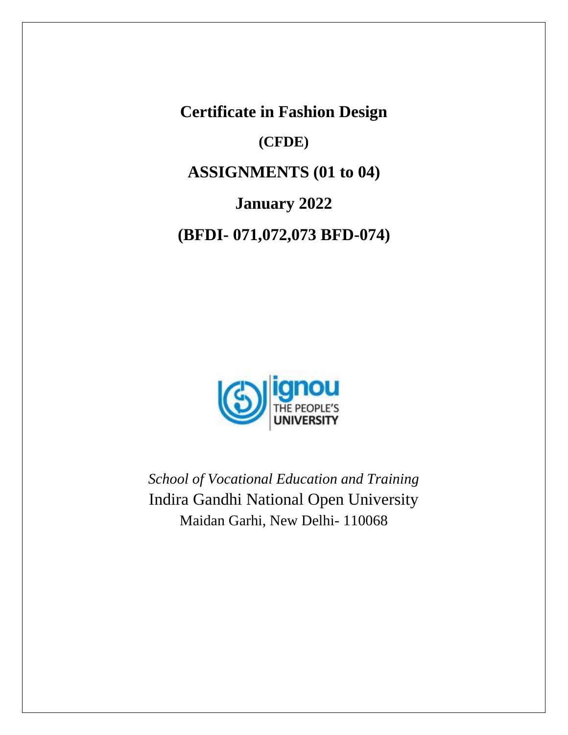# Certificate in Fashion Design

## (CFDE)

## ASSIGNMENTS (01 to 04)

## January 2022

## (BFDI- 071,072,073 BFD-074)

*School of Vocational Education and Training*

Indira Gandhi National Open University

Maidan Garhi, New Delhi- 110068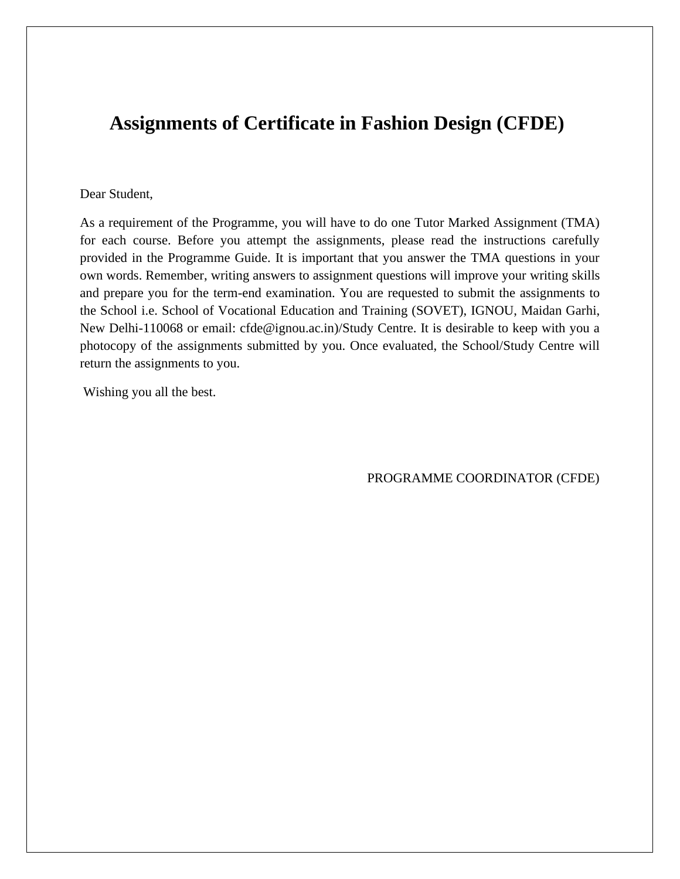# Assignments of Certificate in Fashion Design (CFDE)

Dear Student,

As a requirement of the Programme, you will have to do one Tutor Marked Assignment (TMA) for each course. Before you attempt the assignments, please read the instructions carefully provided in the Programme Guide. It is important that you answer the TMA questions in your own words. Remember, writing answers to assignment questions will improve your writing skills and prepare you for the term-end examination. You are requested to submit the assignments to the School i.e. School of Vocational Education and Training (SOVET), IGNOU, Maidan Garhi, New Delhi-110068 or email: cfde@ignou.ac.in)/Study Centre. It is desirable to keep with you a photocopy of the assignments submitted by you. Once evaluated, the School/Study Centre will return the assignments to you.

Wishing you all the best.

PROGRAMME COORDINATOR (CFDE)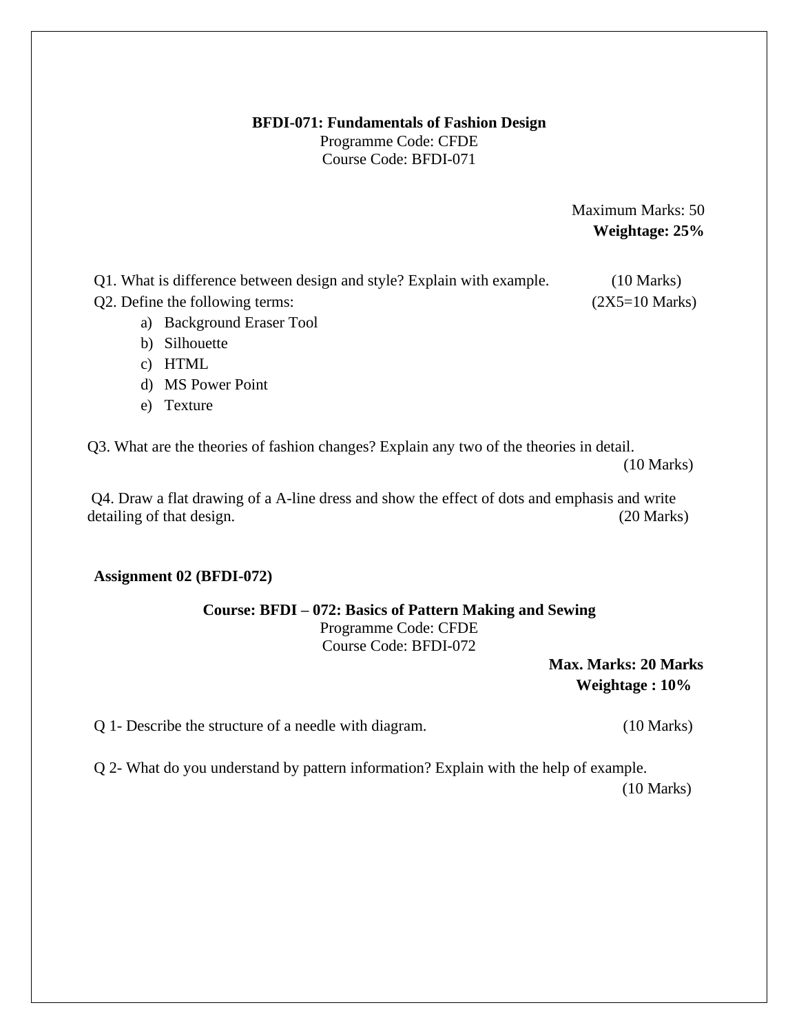**BFDI-071: Fundamentals of Fashion Design**
Programme Code: CFDE
Course Code: BFDI-071

Maximum Marks: 50
**Weightage: 25%**

Q1. What is difference between design and style? Explain with example. (10 Marks)

Q2. Define the following terms: (2X5=10 Marks)

a) Background Eraser Tool
b) Silhouette
c) HTML
d) MS Power Point
e) Texture

Q3. What are the theories of fashion changes? Explain any two of the theories in detail. (10 Marks)

Q4. Draw a flat drawing of a A-line dress and show the effect of dots and emphasis and write detailing of that design. (20 Marks)

**Assignment 02 (BFDI-072)**

**Course: BFDI – 072: Basics of Pattern Making and Sewing**
Programme Code: CFDE
Course Code: BFDI-072

**Max. Marks: 20 Marks**
**Weightage : 10%**

Q 1- Describe the structure of a needle with diagram. (10 Marks)

Q 2- What do you understand by pattern information? Explain with the help of example. (10 Marks)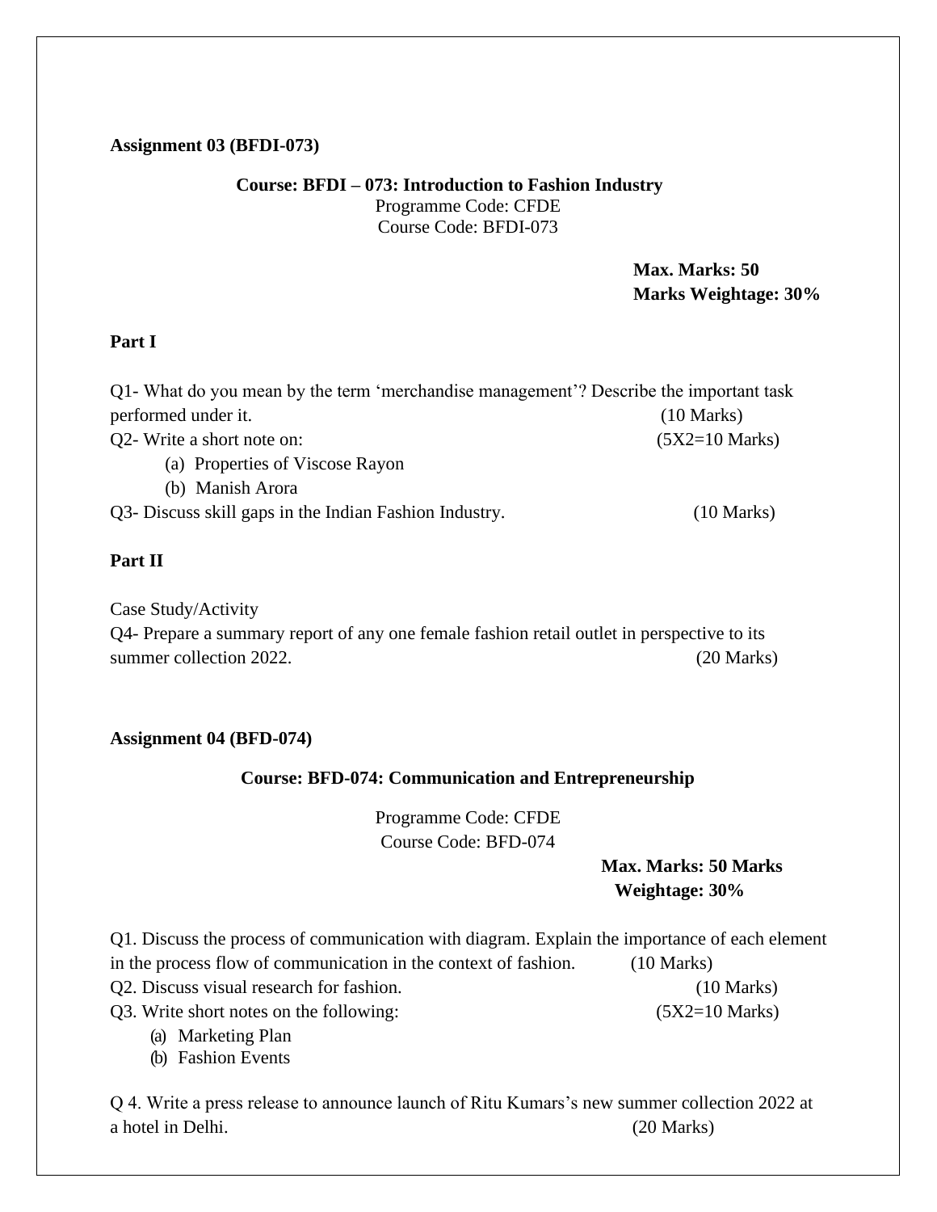**Assignment 03 (BFDI-073)**

**Course: BFDI – 073: Introduction to Fashion Industry**
Programme Code: CFDE
Course Code: BFDI-073

**Max. Marks: 50**
**Marks Weightage: 30%**

**Part I**

Q1- What do you mean by the term 'merchandise management'? Describe the important task performed under it. (10 Marks)

Q2- Write a short note on: (5X2=10 Marks)

(a) Properties of Viscose Rayon
(b) Manish Arora

Q3- Discuss skill gaps in the Indian Fashion Industry. (10 Marks)

**Part II**

Case Study/Activity

Q4- Prepare a summary report of any one female fashion retail outlet in perspective to its summer collection 2022. (20 Marks)

**Assignment 04 (BFD-074)**

**Course: BFD-074: Communication and Entrepreneurship**

Programme Code: CFDE
Course Code: BFD-074

**Max. Marks: 50 Marks**
**Weightage: 30%**

Q1. Discuss the process of communication with diagram. Explain the importance of each element in the process flow of communication in the context of fashion. (10 Marks)

Q2. Discuss visual research for fashion. (10 Marks)

Q3. Write short notes on the following: (5X2=10 Marks)

(a) Marketing Plan
(b) Fashion Events

Q 4. Write a press release to announce launch of Ritu Kumars's new summer collection 2022 at a hotel in Delhi. (20 Marks)